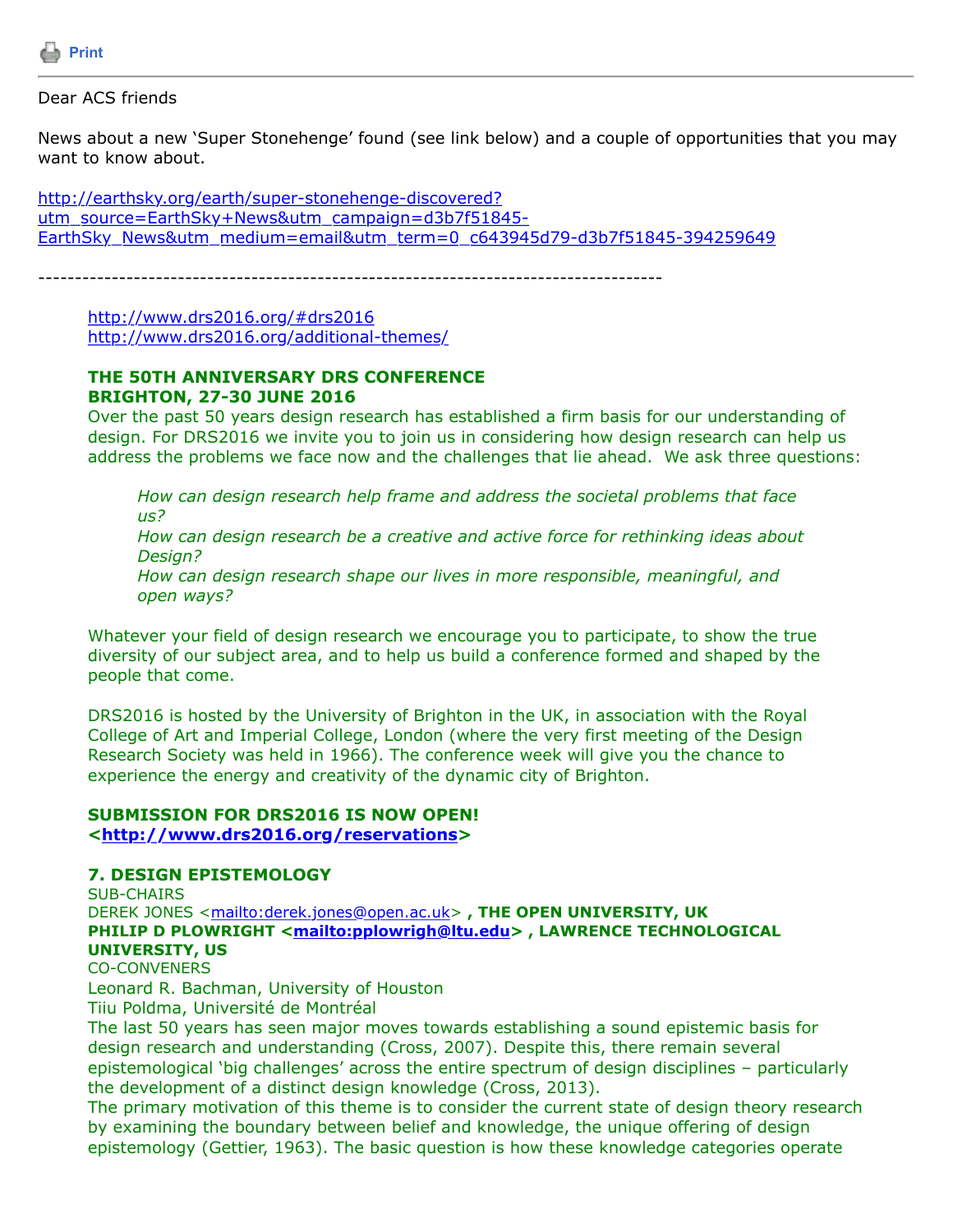Print

Dear ACS friends

News about a new 'Super Stonehenge' found (see link below) and a couple of opportunities that you may want to know about.

http://earthsky.org/earth/super-stonehenge-discovered?utm_source=EarthSky+News&utm_campaign=d3b7f51845-EarthSky_News&utm_medium=email&utm_term=0_c643945d79-d3b7f51845-394259649

---

http://www.drs2016.org/#drs2016
http://www.drs2016.org/additional-themes/

**THE 50TH ANNIVERSARY DRS CONFERENCE**
**BRIGHTON, 27-30 JUNE 2016**

Over the past 50 years design research has established a firm basis for our understanding of design. For DRS2016 we invite you to join us in considering how design research can help us address the problems we face now and the challenges that lie ahead. We ask three questions:

> *How can design research help frame and address the societal problems that face us?*
> *How can design research be a creative and active force for rethinking ideas about Design?*
> *How can design research shape our lives in more responsible, meaningful, and open ways?*

Whatever your field of design research we encourage you to participate, to show the true diversity of our subject area, and to help us build a conference formed and shaped by the people that come.

DRS2016 is hosted by the University of Brighton in the UK, in association with the Royal College of Art and Imperial College, London (where the very first meeting of the Design Research Society was held in 1966). The conference week will give you the chance to experience the energy and creativity of the dynamic city of Brighton.

**SUBMISSION FOR DRS2016 IS NOW OPEN!**
**<http://www.drs2016.org/reservations>**

**7. DESIGN EPISTEMOLOGY**

SUB-CHAIRS
DEREK JONES <mailto:derek.jones@open.ac.uk> **, THE OPEN UNIVERSITY, UK**
**PHILIP D PLOWRIGHT <mailto:pplowrigh@ltu.edu> , LAWRENCE TECHNOLOGICAL UNIVERSITY, US**

CO-CONVENERS
Leonard R. Bachman, University of Houston
Tiiu Poldma, Université de Montréal

The last 50 years has seen major moves towards establishing a sound epistemic basis for design research and understanding (Cross, 2007). Despite this, there remain several epistemological 'big challenges' across the entire spectrum of design disciplines – particularly the development of a distinct design knowledge (Cross, 2013).
The primary motivation of this theme is to consider the current state of design theory research by examining the boundary between belief and knowledge, the unique offering of design epistemology (Gettier, 1963). The basic question is how these knowledge categories operate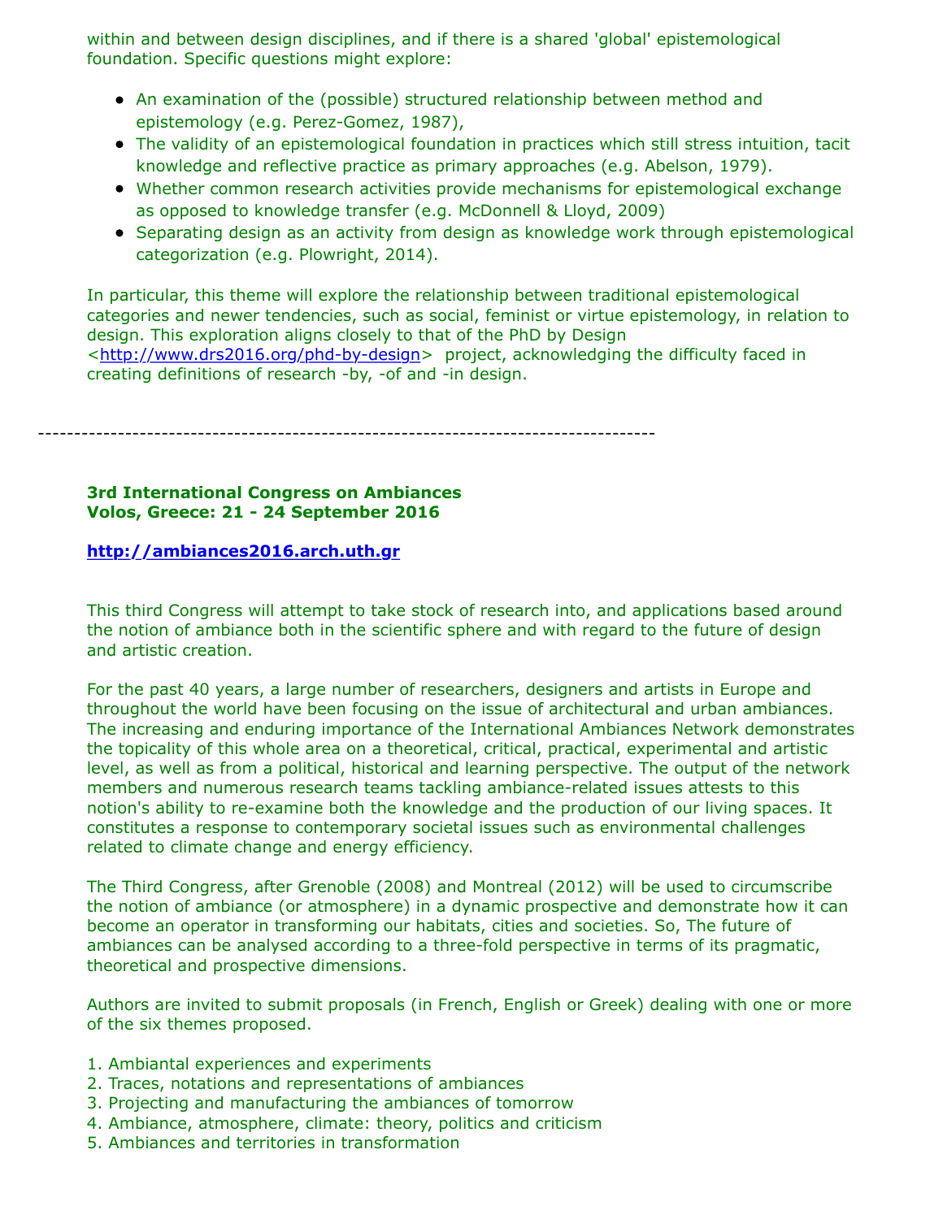within and between design disciplines, and if there is a shared 'global' epistemological foundation. Specific questions might explore:

- An examination of the (possible) structured relationship between method and epistemology (e.g. Perez-Gomez, 1987),
- The validity of an epistemological foundation in practices which still stress intuition, tacit knowledge and reflective practice as primary approaches (e.g. Abelson, 1979).
- Whether common research activities provide mechanisms for epistemological exchange as opposed to knowledge transfer (e.g. McDonnell & Lloyd, 2009)
- Separating design as an activity from design as knowledge work through epistemological categorization (e.g. Plowright, 2014).

In particular, this theme will explore the relationship between traditional epistemological categories and newer tendencies, such as social, feminist or virtue epistemology, in relation to design. This exploration aligns closely to that of the PhD by Design <http://www.drs2016.org/phd-by-design> project, acknowledging the difficulty faced in creating definitions of research -by, -of and -in design.

---

**3rd International Congress on Ambiances**
**Volos, Greece: 21 - 24 September 2016**

**http://ambiances2016.arch.uth.gr**

This third Congress will attempt to take stock of research into, and applications based around the notion of ambiance both in the scientific sphere and with regard to the future of design and artistic creation.

For the past 40 years, a large number of researchers, designers and artists in Europe and throughout the world have been focusing on the issue of architectural and urban ambiances. The increasing and enduring importance of the International Ambiances Network demonstrates the topicality of this whole area on a theoretical, critical, practical, experimental and artistic level, as well as from a political, historical and learning perspective. The output of the network members and numerous research teams tackling ambiance-related issues attests to this notion's ability to re-examine both the knowledge and the production of our living spaces. It constitutes a response to contemporary societal issues such as environmental challenges related to climate change and energy efficiency.

The Third Congress, after Grenoble (2008) and Montreal (2012) will be used to circumscribe the notion of ambiance (or atmosphere) in a dynamic prospective and demonstrate how it can become an operator in transforming our habitats, cities and societies. So, The future of ambiances can be analysed according to a three-fold perspective in terms of its pragmatic, theoretical and prospective dimensions.

Authors are invited to submit proposals (in French, English or Greek) dealing with one or more of the six themes proposed.

1. Ambiantal experiences and experiments
2. Traces, notations and representations of ambiances
3. Projecting and manufacturing the ambiances of tomorrow
4. Ambiance, atmosphere, climate: theory, politics and criticism
5. Ambiances and territories in transformation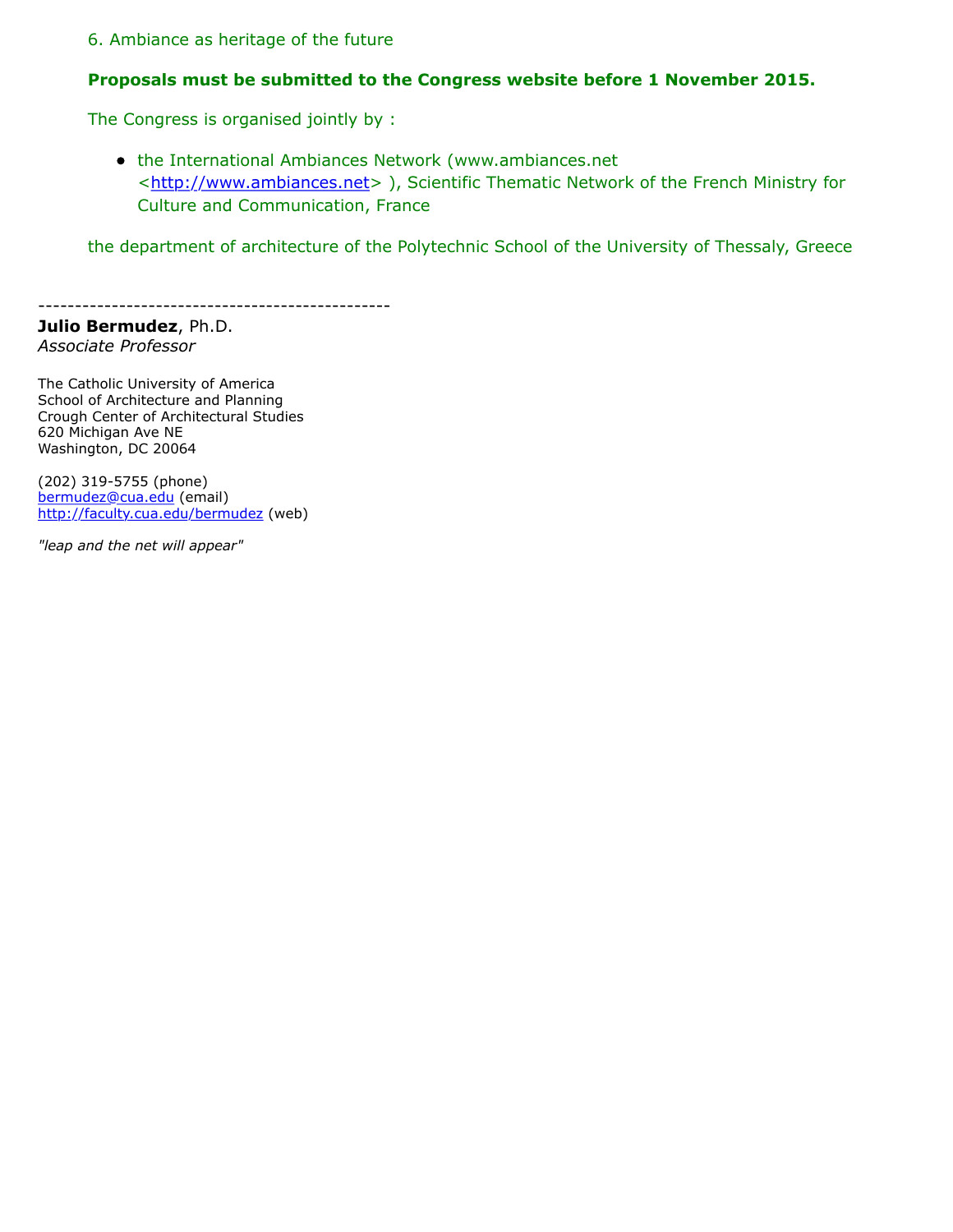6. Ambiance as heritage of the future

**Proposals must be submitted to the Congress website before 1 November 2015.**

The Congress is organised jointly by :

- the International Ambiances Network (www.ambiances.net <http://www.ambiances.net> ), Scientific Thematic Network of the French Ministry for Culture and Communication, France

the department of architecture of the Polytechnic School of the University of Thessaly, Greece

------------------------------------------------

**Julio Bermudez**, Ph.D.
*Associate Professor*

The Catholic University of America
School of Architecture and Planning
Crough Center of Architectural Studies
620 Michigan Ave NE
Washington, DC 20064

(202) 319-5755 (phone)
bermudez@cua.edu (email)
http://faculty.cua.edu/bermudez (web)

*"leap and the net will appear"*